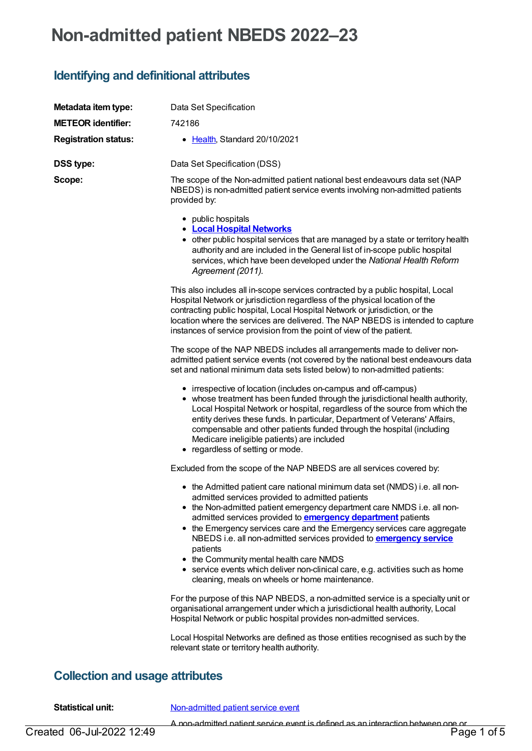# Non-admitted patient NBEDS 2022–23

## Identifying and definitional attributes

**Metadata item type:** Data Set Specification

**METEOR identifier:** 742186

**Registration status:**

- Health, Standard 20/10/2021

**DSS type:** Data Set Specification (DSS)

**Scope:** The scope of the Non-admitted patient national best endeavours data set (NAP NBEDS) is non-admitted patient service events involving non-admitted patients provided by:

- public hospitals
- **Local Hospital Networks**
- other public hospital services that are managed by a state or territory health authority and are included in the General list of in-scope public hospital services, which have been developed under the *National Health Reform Agreement (2011).*

This also includes all in-scope services contracted by a public hospital, Local Hospital Network or jurisdiction regardless of the physical location of the contracting public hospital, Local Hospital Network or jurisdiction, or the location where the services are delivered. The NAP NBEDS is intended to capture instances of service provision from the point of view of the patient.

The scope of the NAP NBEDS includes all arrangements made to deliver non-admitted patient service events (not covered by the national best endeavours data set and national minimum data sets listed below) to non-admitted patients:

- irrespective of location (includes on-campus and off-campus)
- whose treatment has been funded through the jurisdictional health authority, Local Hospital Network or hospital, regardless of the source from which the entity derives these funds. In particular, Department of Veterans' Affairs, compensable and other patients funded through the hospital (including Medicare ineligible patients) are included
- regardless of setting or mode.

Excluded from the scope of the NAP NBEDS are all services covered by:

- the Admitted patient care national minimum data set (NMDS) i.e. all non-admitted services provided to admitted patients
- the Non-admitted patient emergency department care NMDS i.e. all non-admitted services provided to **emergency department** patients
- the Emergency services care and the Emergency services care aggregate NBEDS i.e. all non-admitted services provided to **emergency service** patients
- the Community mental health care NMDS
- service events which deliver non-clinical care, e.g. activities such as home cleaning, meals on wheels or home maintenance.

For the purpose of this NAP NBEDS, a non-admitted service is a specialty unit or organisational arrangement under which a jurisdictional health authority, Local Hospital Network or public hospital provides non-admitted services.

Local Hospital Networks are defined as those entities recognised as such by the relevant state or territory health authority.

## Collection and usage attributes

**Statistical unit:** Non-admitted patient service event

A non-admitted patient service event is defined as an interaction between one or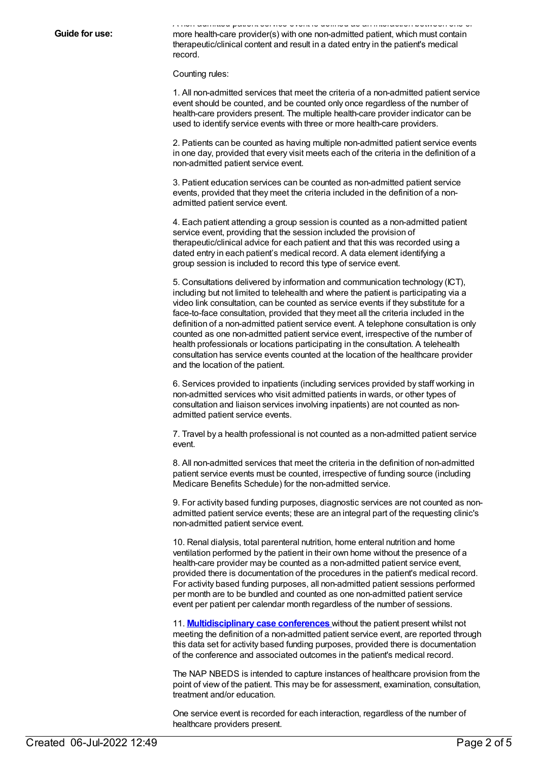**Guide for use:**

A non-admitted patient service event is defined as an interaction between one or more health-care provider(s) with one non-admitted patient, which must contain therapeutic/clinical content and result in a dated entry in the patient's medical record.

Counting rules:

1. All non-admitted services that meet the criteria of a non-admitted patient service event should be counted, and be counted only once regardless of the number of health-care providers present. The multiple health-care provider indicator can be used to identify service events with three or more health-care providers.

2. Patients can be counted as having multiple non-admitted patient service events in one day, provided that every visit meets each of the criteria in the definition of a non-admitted patient service event.

3. Patient education services can be counted as non-admitted patient service events, provided that they meet the criteria included in the definition of a non-admitted patient service event.

4. Each patient attending a group session is counted as a non-admitted patient service event, providing that the session included the provision of therapeutic/clinical advice for each patient and that this was recorded using a dated entry in each patient's medical record. A data element identifying a group session is included to record this type of service event.

5. Consultations delivered by information and communication technology (ICT), including but not limited to telehealth and where the patient is participating via a video link consultation, can be counted as service events if they substitute for a face-to-face consultation, provided that they meet all the criteria included in the definition of a non-admitted patient service event. A telephone consultation is only counted as one non-admitted patient service event, irrespective of the number of health professionals or locations participating in the consultation. A telehealth consultation has service events counted at the location of the healthcare provider and the location of the patient.

6. Services provided to inpatients (including services provided by staff working in non-admitted services who visit admitted patients in wards, or other types of consultation and liaison services involving inpatients) are not counted as non-admitted patient service events.

7. Travel by a health professional is not counted as a non-admitted patient service event.

8. All non-admitted services that meet the criteria in the definition of non-admitted patient service events must be counted, irrespective of funding source (including Medicare Benefits Schedule) for the non-admitted service.

9. For activity based funding purposes, diagnostic services are not counted as non-admitted patient service events; these are an integral part of the requesting clinic's non-admitted patient service event.

10. Renal dialysis, total parenteral nutrition, home enteral nutrition and home ventilation performed by the patient in their own home without the presence of a health-care provider may be counted as a non-admitted patient service event, provided there is documentation of the procedures in the patient's medical record. For activity based funding purposes, all non-admitted patient sessions performed per month are to be bundled and counted as one non-admitted patient service event per patient per calendar month regardless of the number of sessions.

11. **Multidisciplinary case conferences** without the patient present whilst not meeting the definition of a non-admitted patient service event, are reported through this data set for activity based funding purposes, provided there is documentation of the conference and associated outcomes in the patient's medical record.

The NAP NBEDS is intended to capture instances of healthcare provision from the point of view of the patient. This may be for assessment, examination, consultation, treatment and/or education.

One service event is recorded for each interaction, regardless of the number of healthcare providers present.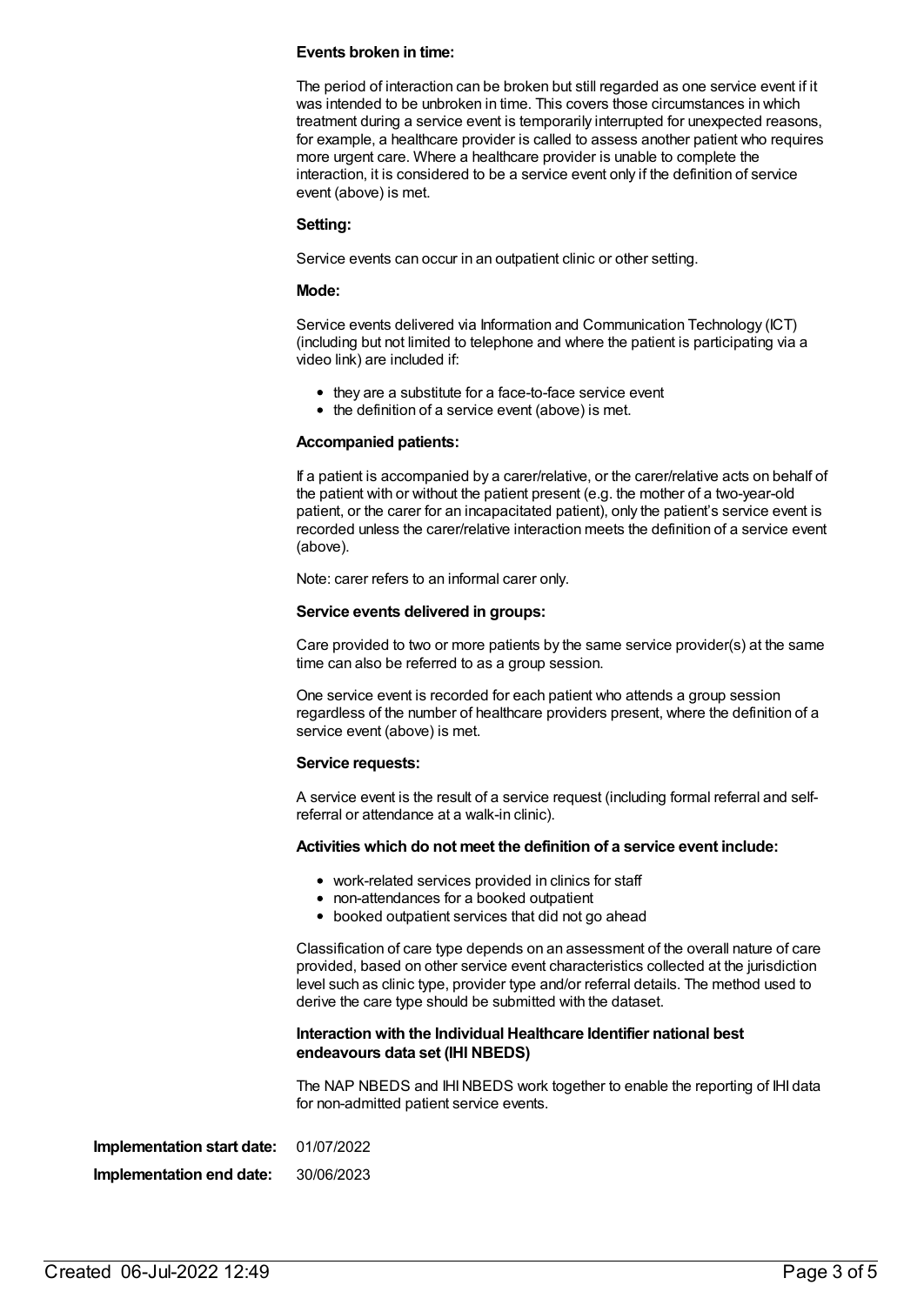**Events broken in time:**

The period of interaction can be broken but still regarded as one service event if it was intended to be unbroken in time. This covers those circumstances in which treatment during a service event is temporarily interrupted for unexpected reasons, for example, a healthcare provider is called to assess another patient who requires more urgent care. Where a healthcare provider is unable to complete the interaction, it is considered to be a service event only if the definition of service event (above) is met.

**Setting:**

Service events can occur in an outpatient clinic or other setting.

**Mode:**

Service events delivered via Information and Communication Technology (ICT) (including but not limited to telephone and where the patient is participating via a video link) are included if:

- they are a substitute for a face-to-face service event
- the definition of a service event (above) is met.

**Accompanied patients:**

If a patient is accompanied by a carer/relative, or the carer/relative acts on behalf of the patient with or without the patient present (e.g. the mother of a two-year-old patient, or the carer for an incapacitated patient), only the patient's service event is recorded unless the carer/relative interaction meets the definition of a service event (above).

Note: carer refers to an informal carer only.

**Service events delivered in groups:**

Care provided to two or more patients by the same service provider(s) at the same time can also be referred to as a group session.

One service event is recorded for each patient who attends a group session regardless of the number of healthcare providers present, where the definition of a service event (above) is met.

**Service requests:**

A service event is the result of a service request (including formal referral and self-referral or attendance at a walk-in clinic).

**Activities which do not meet the definition of a service event include:**

- work-related services provided in clinics for staff
- non-attendances for a booked outpatient
- booked outpatient services that did not go ahead

Classification of care type depends on an assessment of the overall nature of care provided, based on other service event characteristics collected at the jurisdiction level such as clinic type, provider type and/or referral details. The method used to derive the care type should be submitted with the dataset.

**Interaction with the Individual Healthcare Identifier national best endeavours data set (IHI NBEDS)**

The NAP NBEDS and IHI NBEDS work together to enable the reporting of IHI data for non-admitted patient service events.

**Implementation start date:** 01/07/2022

**Implementation end date:** 30/06/2023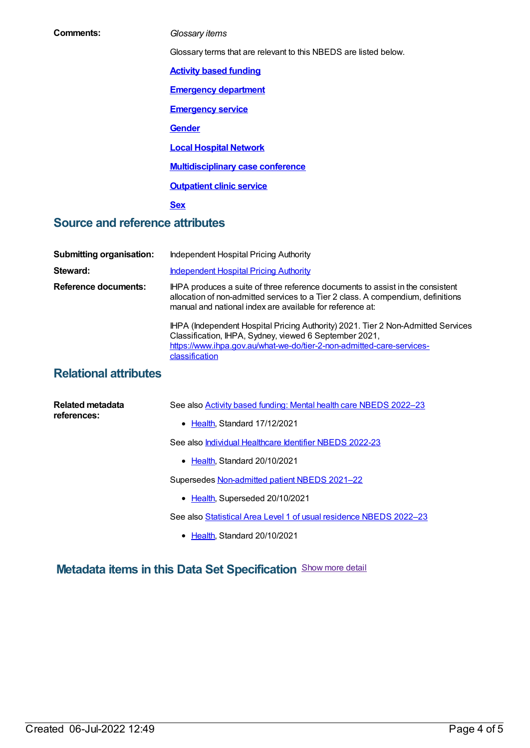**Comments:**

*Glossary items*

Glossary terms that are relevant to this NBEDS are listed below.

**Activity based funding**

**Emergency department**

**Emergency service**

**Gender**

**Local Hospital Network**

**Multidisciplinary case conference**

**Outpatient clinic service**

**Sex**

## Source and reference attributes

**Submitting organisation:** Independent Hospital Pricing Authority

**Steward:** Independent Hospital Pricing Authority

**Reference documents:** IHPA produces a suite of three reference documents to assist in the consistent allocation of non-admitted services to a Tier 2 class. A compendium, definitions manual and national index are available for reference at:

IHPA (Independent Hospital Pricing Authority) 2021. Tier 2 Non-Admitted Services Classification, IHPA, Sydney, viewed 6 September 2021, https://www.ihpa.gov.au/what-we-do/tier-2-non-admitted-care-services-classification

## Relational attributes

**Related metadata references:**

See also Activity based funding: Mental health care NBEDS 2022–23

- Health, Standard 17/12/2021

See also Individual Healthcare Identifier NBEDS 2022-23

- Health, Standard 20/10/2021

Supersedes Non-admitted patient NBEDS 2021–22

- Health, Superseded 20/10/2021

See also Statistical Area Level 1 of usual residence NBEDS 2022–23

- Health, Standard 20/10/2021

## Metadata items in this Data Set Specification

Show more detail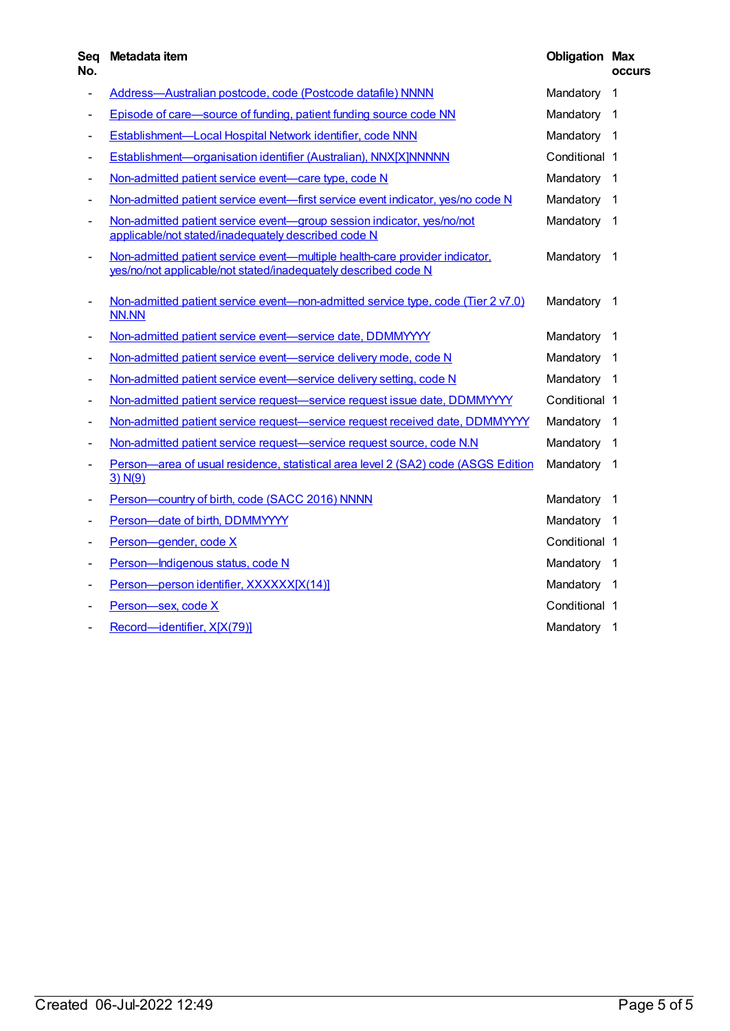| Seq No. | Metadata item | Obligation | Max occurs |
|---|---|---|---|
| - | Address—Australian postcode, code (Postcode datafile) NNNN | Mandatory | 1 |
| - | Episode of care—source of funding, patient funding source code NN | Mandatory | 1 |
| - | Establishment—Local Hospital Network identifier, code NNN | Mandatory | 1 |
| - | Establishment—organisation identifier (Australian), NNX[X]NNNNN | Conditional | 1 |
| - | Non-admitted patient service event—care type, code N | Mandatory | 1 |
| - | Non-admitted patient service event—first service event indicator, yes/no code N | Mandatory | 1 |
| - | Non-admitted patient service event—group session indicator, yes/no/not applicable/not stated/inadequately described code N | Mandatory | 1 |
| - | Non-admitted patient service event—multiple health-care provider indicator, yes/no/not applicable/not stated/inadequately described code N | Mandatory | 1 |
| - | Non-admitted patient service event—non-admitted service type, code (Tier 2 v7.0) NN.NN | Mandatory | 1 |
| - | Non-admitted patient service event—service date, DDMMYYYY | Mandatory | 1 |
| - | Non-admitted patient service event—service delivery mode, code N | Mandatory | 1 |
| - | Non-admitted patient service event—service delivery setting, code N | Mandatory | 1 |
| - | Non-admitted patient service request—service request issue date, DDMMYYYY | Conditional | 1 |
| - | Non-admitted patient service request—service request received date, DDMMYYYY | Mandatory | 1 |
| - | Non-admitted patient service request—service request source, code N.N | Mandatory | 1 |
| - | Person—area of usual residence, statistical area level 2 (SA2) code (ASGS Edition 3) N(9) | Mandatory | 1 |
| - | Person—country of birth, code (SACC 2016) NNNN | Mandatory | 1 |
| - | Person—date of birth, DDMMYYYY | Mandatory | 1 |
| - | Person—gender, code X | Conditional | 1 |
| - | Person—Indigenous status, code N | Mandatory | 1 |
| - | Person—person identifier, XXXXXX[X(14)] | Mandatory | 1 |
| - | Person—sex, code X | Conditional | 1 |
| - | Record—identifier, X[X(79)] | Mandatory | 1 |